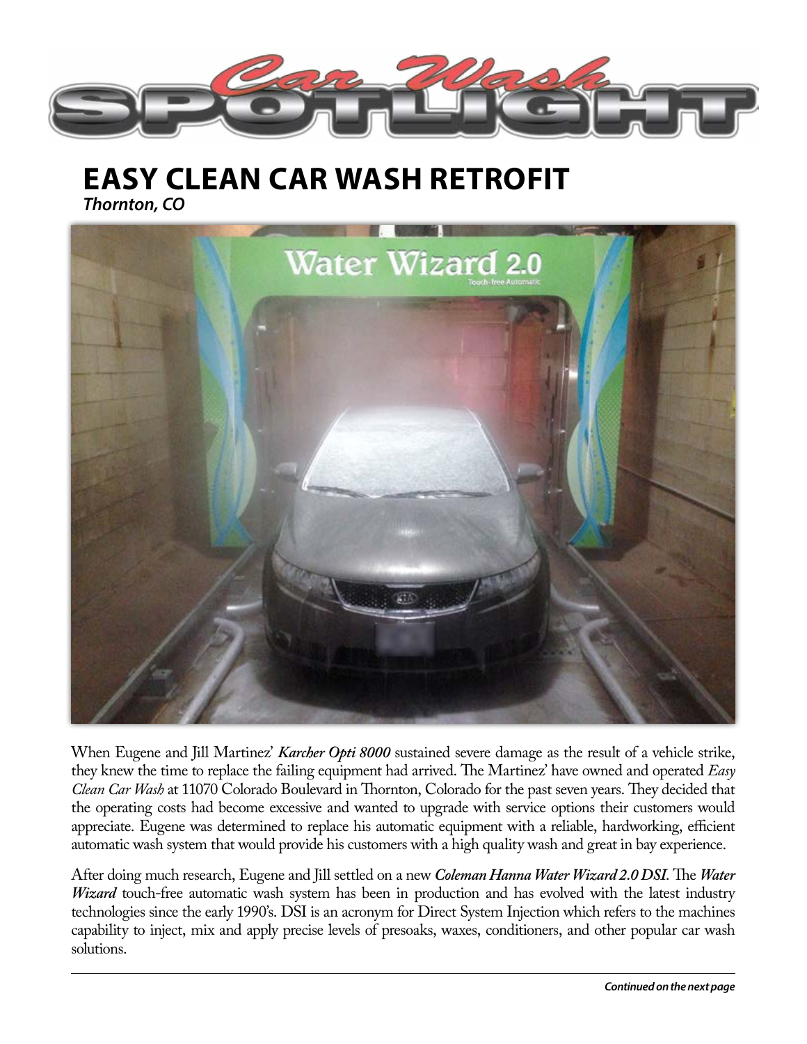# EASY CLEAN CAR WASH RETROFIT

***Thornton, CO***

When Eugene and Jill Martinez' ***Karcher Opti 8000*** sustained severe damage as the result of a vehicle strike, they knew the time to replace the failing equipment had arrived. The Martinez' have owned and operated *Easy Clean Car Wash* at 11070 Colorado Boulevard in Thornton, Colorado for the past seven years. They decided that the operating costs had become excessive and wanted to upgrade with service options their customers would appreciate. Eugene was determined to replace his automatic equipment with a reliable, hardworking, efficient automatic wash system that would provide his customers with a high quality wash and great in bay experience.

After doing much research, Eugene and Jill settled on a new ***Coleman Hanna Water Wizard 2.0 DSI***. The ***Water Wizard*** touch-free automatic wash system has been in production and has evolved with the latest industry technologies since the early 1990's. DSI is an acronym for Direct System Injection which refers to the machines capability to inject, mix and apply precise levels of presoaks, waxes, conditioners, and other popular car wash solutions.

***Continued on the next page***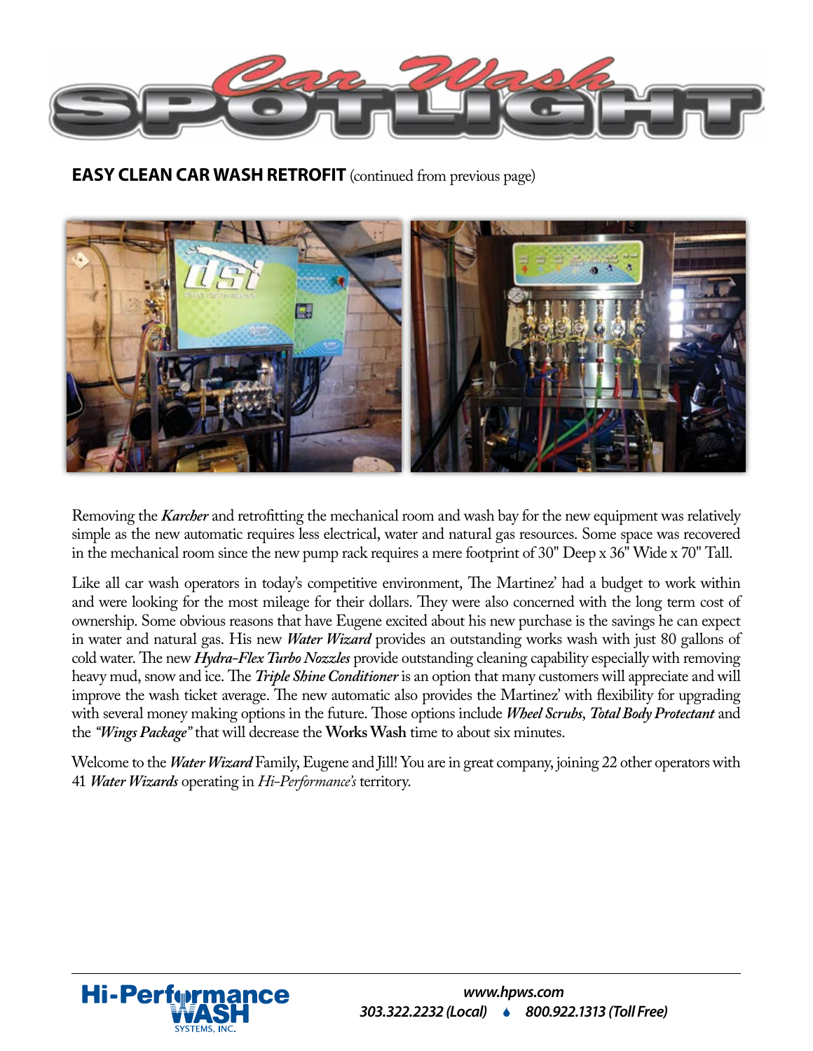**EASY CLEAN CAR WASH RETROFIT** (continued from previous page)

Removing the ***Karcher*** and retrofitting the mechanical room and wash bay for the new equipment was relatively simple as the new automatic requires less electrical, water and natural gas resources. Some space was recovered in the mechanical room since the new pump rack requires a mere footprint of 30" Deep x 36" Wide x 70" Tall.

Like all car wash operators in today's competitive environment, The Martinez' had a budget to work within and were looking for the most mileage for their dollars. They were also concerned with the long term cost of ownership. Some obvious reasons that have Eugene excited about his new purchase is the savings he can expect in water and natural gas. His new ***Water Wizard*** provides an outstanding works wash with just 80 gallons of cold water. The new ***Hydra-Flex Turbo Nozzles*** provide outstanding cleaning capability especially with removing heavy mud, snow and ice. The ***Triple Shine Conditioner*** is an option that many customers will appreciate and will improve the wash ticket average. The new automatic also provides the Martinez' with flexibility for upgrading with several money making options in the future. Those options include ***Wheel Scrubs***, ***Total Body Protectant*** and the ***"Wings Package"*** that will decrease the **Works Wash** time to about six minutes.

Welcome to the ***Water Wizard*** Family, Eugene and Jill! You are in great company, joining 22 other operators with 41 ***Water Wizards*** operating in *Hi-Performance's* territory.

Hi-Performance WASH SYSTEMS, INC.

***www.hpws.com***
***303.322.2232 (Local)*** • ***800.922.1313 (Toll Free)***